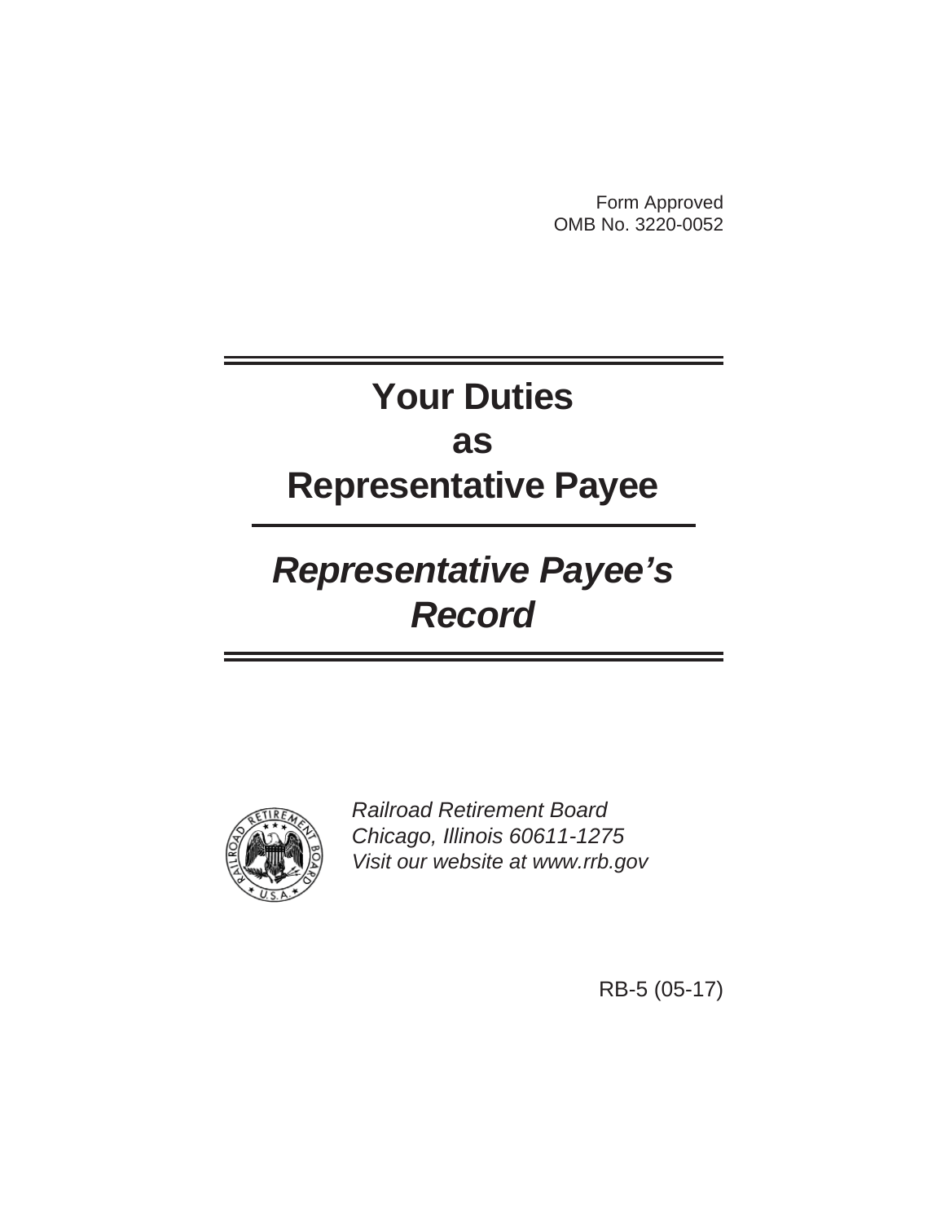Form Approved
OMB No. 3220-0052

# Your Duties as Representative Payee

## *Representative Payee's Record*

*Railroad Retirement Board*
*Chicago, Illinois 60611-1275*
*Visit our website at www.rrb.gov*

RB-5 (05-17)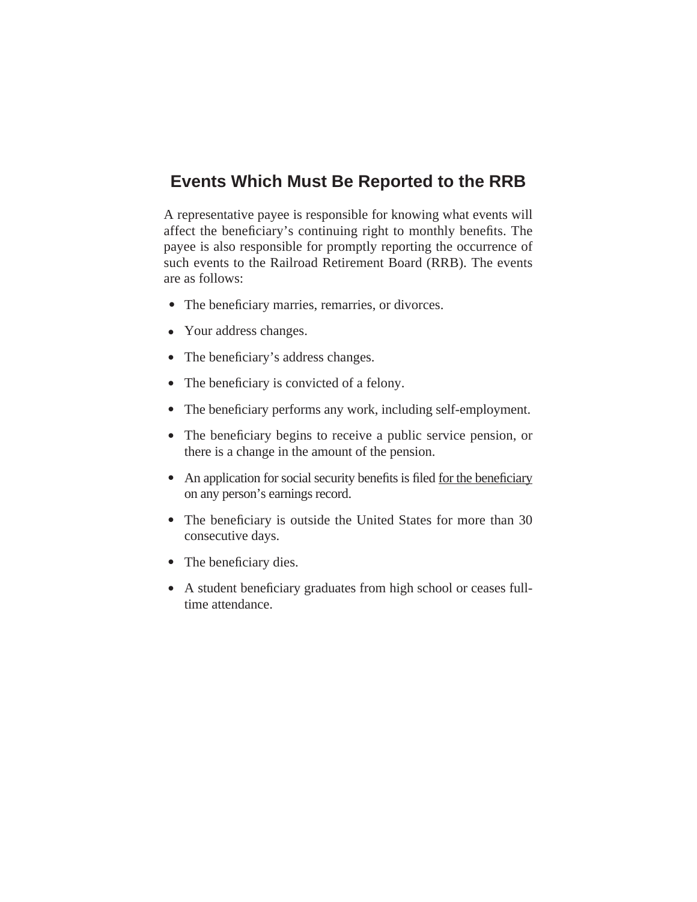## Events Which Must Be Reported to the RRB

A representative payee is responsible for knowing what events will affect the beneficiary's continuing right to monthly benefits. The payee is also responsible for promptly reporting the occurrence of such events to the Railroad Retirement Board (RRB). The events are as follows:

- The beneficiary marries, remarries, or divorces.
- Your address changes.
- The beneficiary's address changes.
- The beneficiary is convicted of a felony.
- The beneficiary performs any work, including self-employment.
- The beneficiary begins to receive a public service pension, or there is a change in the amount of the pension.
- An application for social security benefits is filed <u>for the beneficiary</u> on any person's earnings record.
- The beneficiary is outside the United States for more than 30 consecutive days.
- The beneficiary dies.
- A student beneficiary graduates from high school or ceases full-time attendance.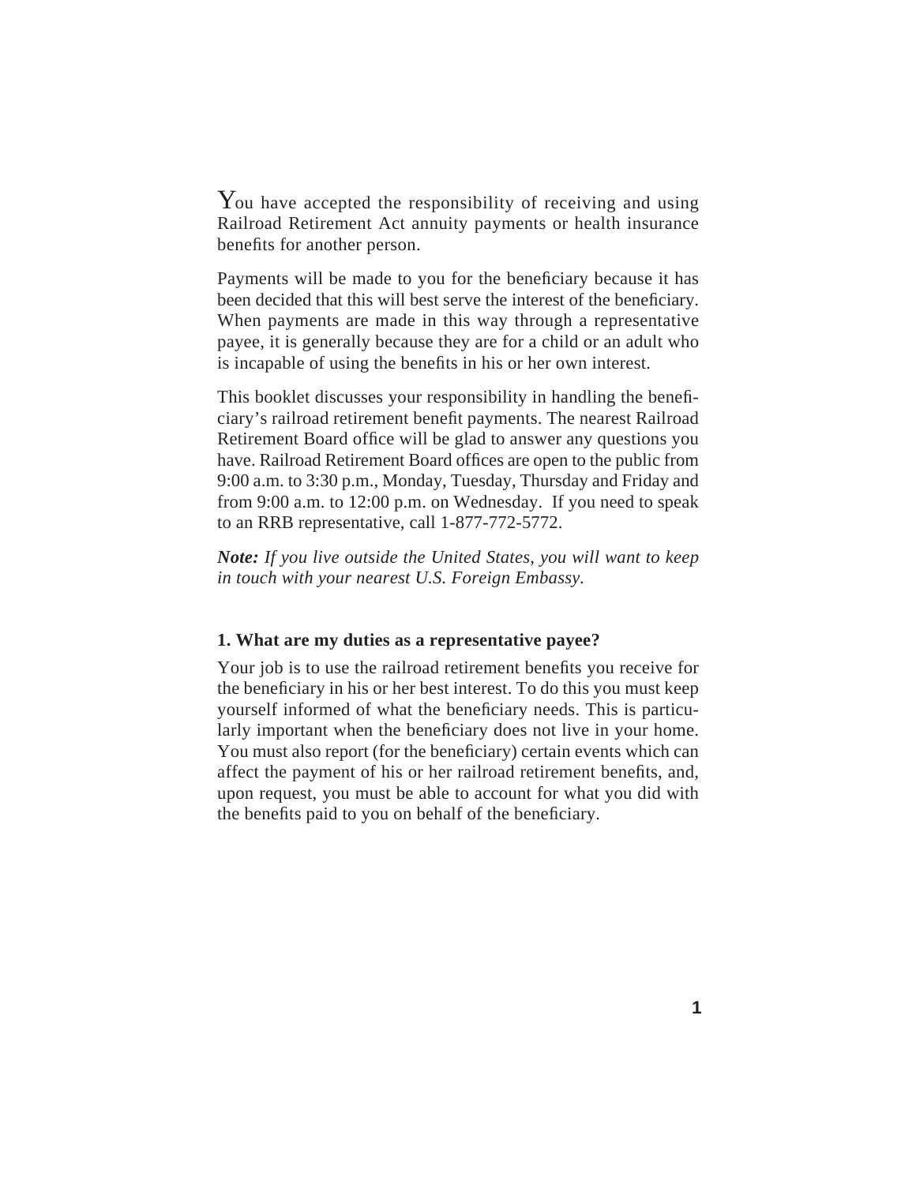You have accepted the responsibility of receiving and using Railroad Retirement Act annuity payments or health insurance benefits for another person.

Payments will be made to you for the beneficiary because it has been decided that this will best serve the interest of the beneficiary. When payments are made in this way through a representative payee, it is generally because they are for a child or an adult who is incapable of using the benefits in his or her own interest.

This booklet discusses your responsibility in handling the beneficiary's railroad retirement benefit payments. The nearest Railroad Retirement Board office will be glad to answer any questions you have. Railroad Retirement Board offices are open to the public from 9:00 a.m. to 3:30 p.m., Monday, Tuesday, Thursday and Friday and from 9:00 a.m. to 12:00 p.m. on Wednesday. If you need to speak to an RRB representative, call 1-877-772-5772.

***Note:*** *If you live outside the United States, you will want to keep in touch with your nearest U.S. Foreign Embassy.*

### 1. What are my duties as a representative payee?

Your job is to use the railroad retirement benefits you receive for the beneficiary in his or her best interest. To do this you must keep yourself informed of what the beneficiary needs. This is particularly important when the beneficiary does not live in your home. You must also report (for the beneficiary) certain events which can affect the payment of his or her railroad retirement benefits, and, upon request, you must be able to account for what you did with the benefits paid to you on behalf of the beneficiary.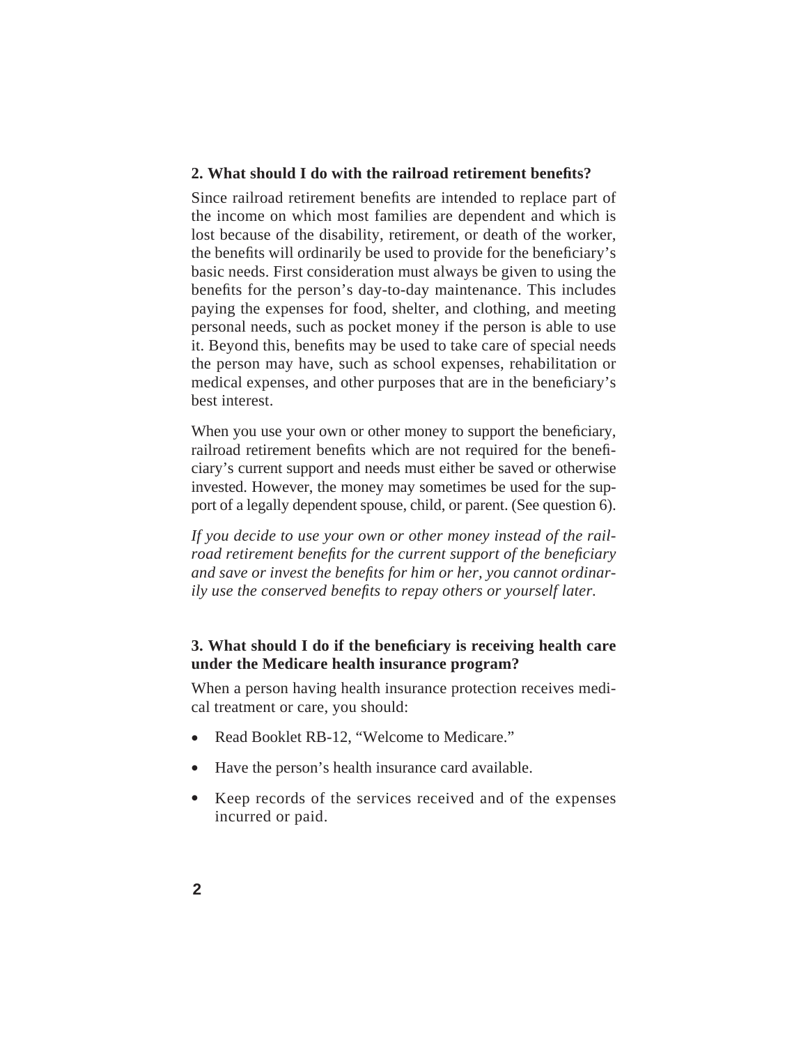### 2. What should I do with the railroad retirement benefits?

Since railroad retirement benefits are intended to replace part of the income on which most families are dependent and which is lost because of the disability, retirement, or death of the worker, the benefits will ordinarily be used to provide for the beneficiary's basic needs. First consideration must always be given to using the benefits for the person's day-to-day maintenance. This includes paying the expenses for food, shelter, and clothing, and meeting personal needs, such as pocket money if the person is able to use it. Beyond this, benefits may be used to take care of special needs the person may have, such as school expenses, rehabilitation or medical expenses, and other purposes that are in the beneficiary's best interest.

When you use your own or other money to support the beneficiary, railroad retirement benefits which are not required for the beneficiary's current support and needs must either be saved or otherwise invested. However, the money may sometimes be used for the support of a legally dependent spouse, child, or parent. (See question 6).

*If you decide to use your own or other money instead of the railroad retirement benefits for the current support of the beneficiary and save or invest the benefits for him or her, you cannot ordinarily use the conserved benefits to repay others or yourself later.*

### 3. What should I do if the beneficiary is receiving health care under the Medicare health insurance program?

When a person having health insurance protection receives medical treatment or care, you should:

- Read Booklet RB-12, "Welcome to Medicare."
- Have the person's health insurance card available.
- Keep records of the services received and of the expenses incurred or paid.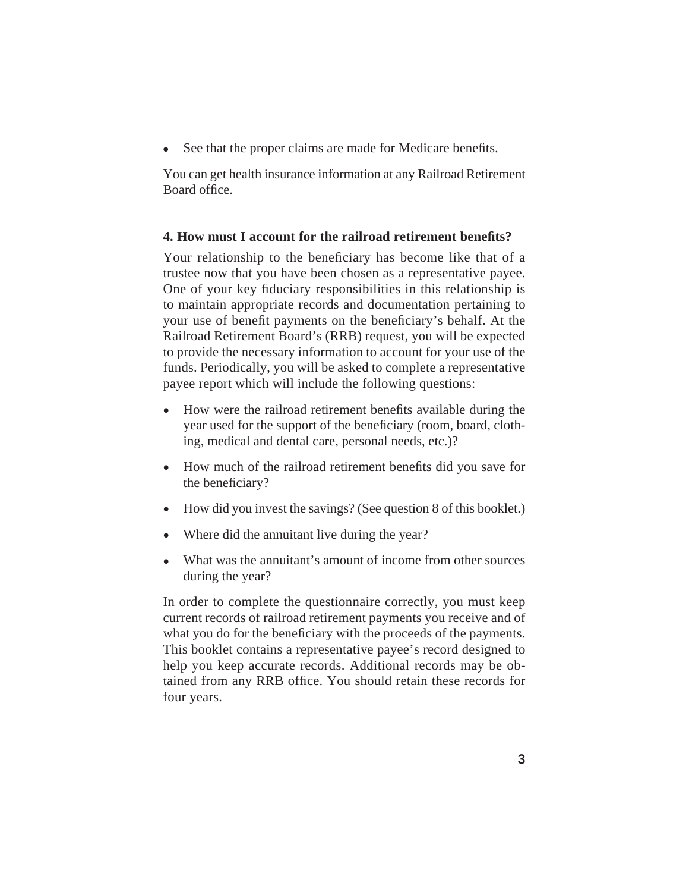- See that the proper claims are made for Medicare benefits.

You can get health insurance information at any Railroad Retirement Board office.

### 4. How must I account for the railroad retirement benefits?

Your relationship to the beneficiary has become like that of a trustee now that you have been chosen as a representative payee. One of your key fiduciary responsibilities in this relationship is to maintain appropriate records and documentation pertaining to your use of benefit payments on the beneficiary's behalf. At the Railroad Retirement Board's (RRB) request, you will be expected to provide the necessary information to account for your use of the funds. Periodically, you will be asked to complete a representative payee report which will include the following questions:

- How were the railroad retirement benefits available during the year used for the support of the beneficiary (room, board, clothing, medical and dental care, personal needs, etc.)?
- How much of the railroad retirement benefits did you save for the beneficiary?
- How did you invest the savings? (See question 8 of this booklet.)
- Where did the annuitant live during the year?
- What was the annuitant's amount of income from other sources during the year?

In order to complete the questionnaire correctly, you must keep current records of railroad retirement payments you receive and of what you do for the beneficiary with the proceeds of the payments. This booklet contains a representative payee's record designed to help you keep accurate records. Additional records may be obtained from any RRB office. You should retain these records for four years.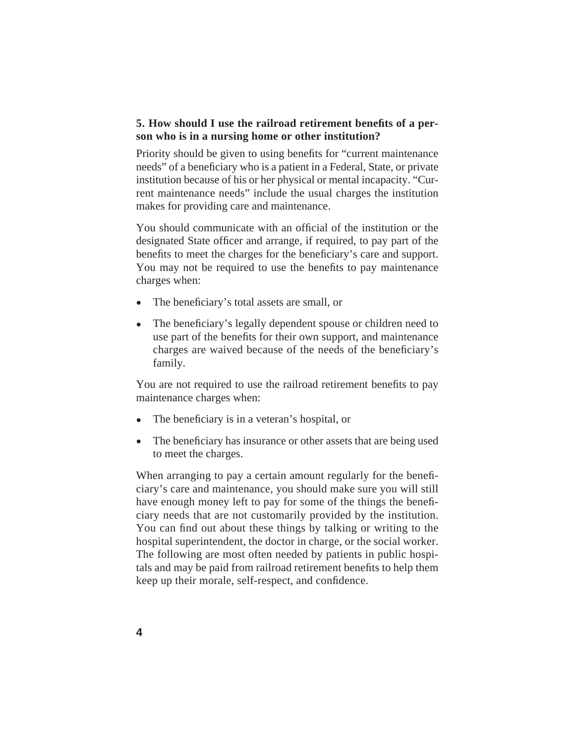**5. How should I use the railroad retirement benefits of a person who is in a nursing home or other institution?**

Priority should be given to using benefits for "current maintenance needs" of a beneficiary who is a patient in a Federal, State, or private institution because of his or her physical or mental incapacity. "Current maintenance needs" include the usual charges the institution makes for providing care and maintenance.

You should communicate with an official of the institution or the designated State officer and arrange, if required, to pay part of the benefits to meet the charges for the beneficiary's care and support. You may not be required to use the benefits to pay maintenance charges when:

- The beneficiary's total assets are small, or
- The beneficiary's legally dependent spouse or children need to use part of the benefits for their own support, and maintenance charges are waived because of the needs of the beneficiary's family.

You are not required to use the railroad retirement benefits to pay maintenance charges when:

- The beneficiary is in a veteran's hospital, or
- The beneficiary has insurance or other assets that are being used to meet the charges.

When arranging to pay a certain amount regularly for the beneficiary's care and maintenance, you should make sure you will still have enough money left to pay for some of the things the beneficiary needs that are not customarily provided by the institution. You can find out about these things by talking or writing to the hospital superintendent, the doctor in charge, or the social worker. The following are most often needed by patients in public hospitals and may be paid from railroad retirement benefits to help them keep up their morale, self-respect, and confidence.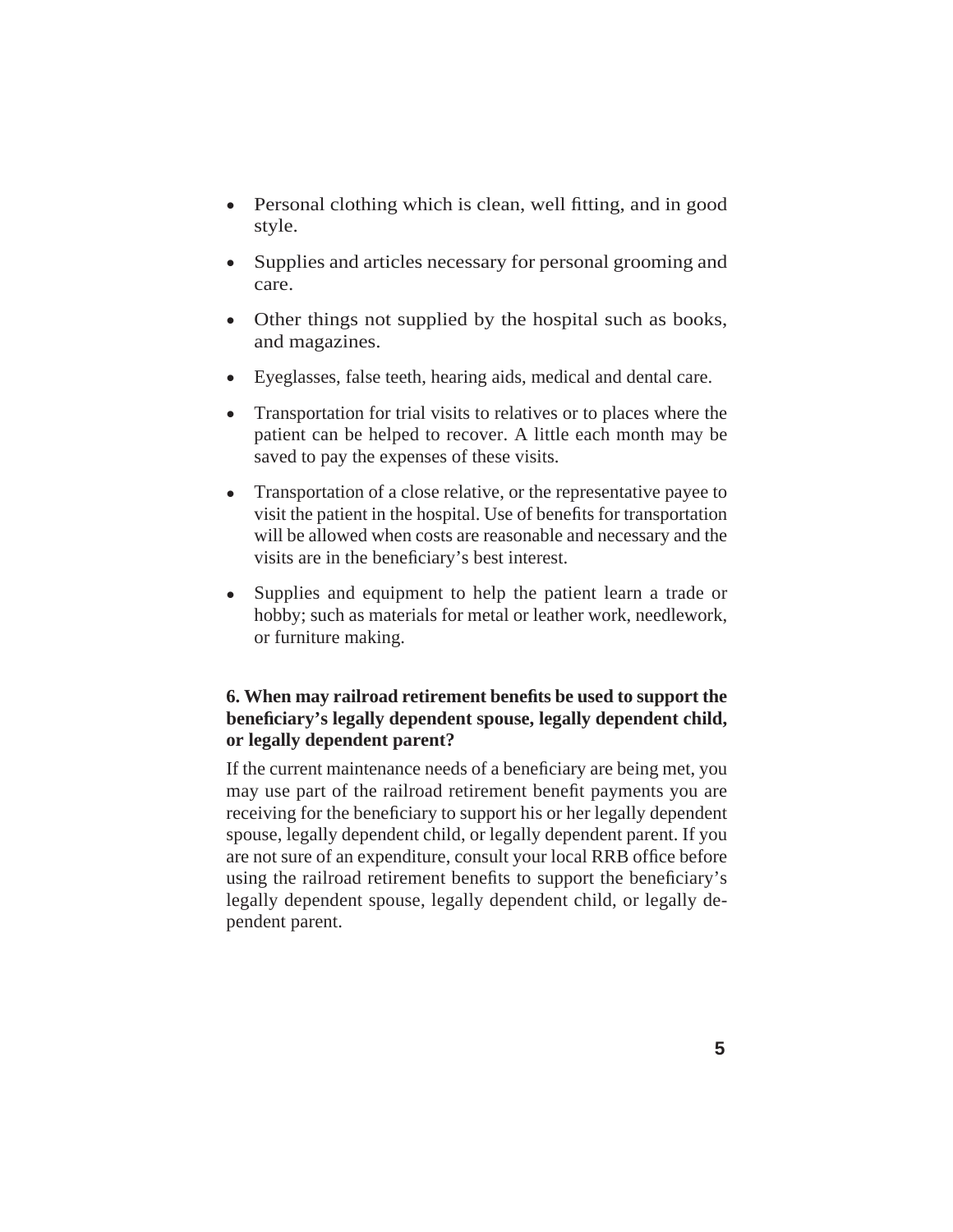- Personal clothing which is clean, well fitting, and in good style.
- Supplies and articles necessary for personal grooming and care.
- Other things not supplied by the hospital such as books, and magazines.
- Eyeglasses, false teeth, hearing aids, medical and dental care.
- Transportation for trial visits to relatives or to places where the patient can be helped to recover. A little each month may be saved to pay the expenses of these visits.
- Transportation of a close relative, or the representative payee to visit the patient in the hospital. Use of benefits for transportation will be allowed when costs are reasonable and necessary and the visits are in the beneficiary's best interest.
- Supplies and equipment to help the patient learn a trade or hobby; such as materials for metal or leather work, needlework, or furniture making.

**6. When may railroad retirement benefits be used to support the beneficiary's legally dependent spouse, legally dependent child, or legally dependent parent?**

If the current maintenance needs of a beneficiary are being met, you may use part of the railroad retirement benefit payments you are receiving for the beneficiary to support his or her legally dependent spouse, legally dependent child, or legally dependent parent. If you are not sure of an expenditure, consult your local RRB office before using the railroad retirement benefits to support the beneficiary's legally dependent spouse, legally dependent child, or legally dependent parent.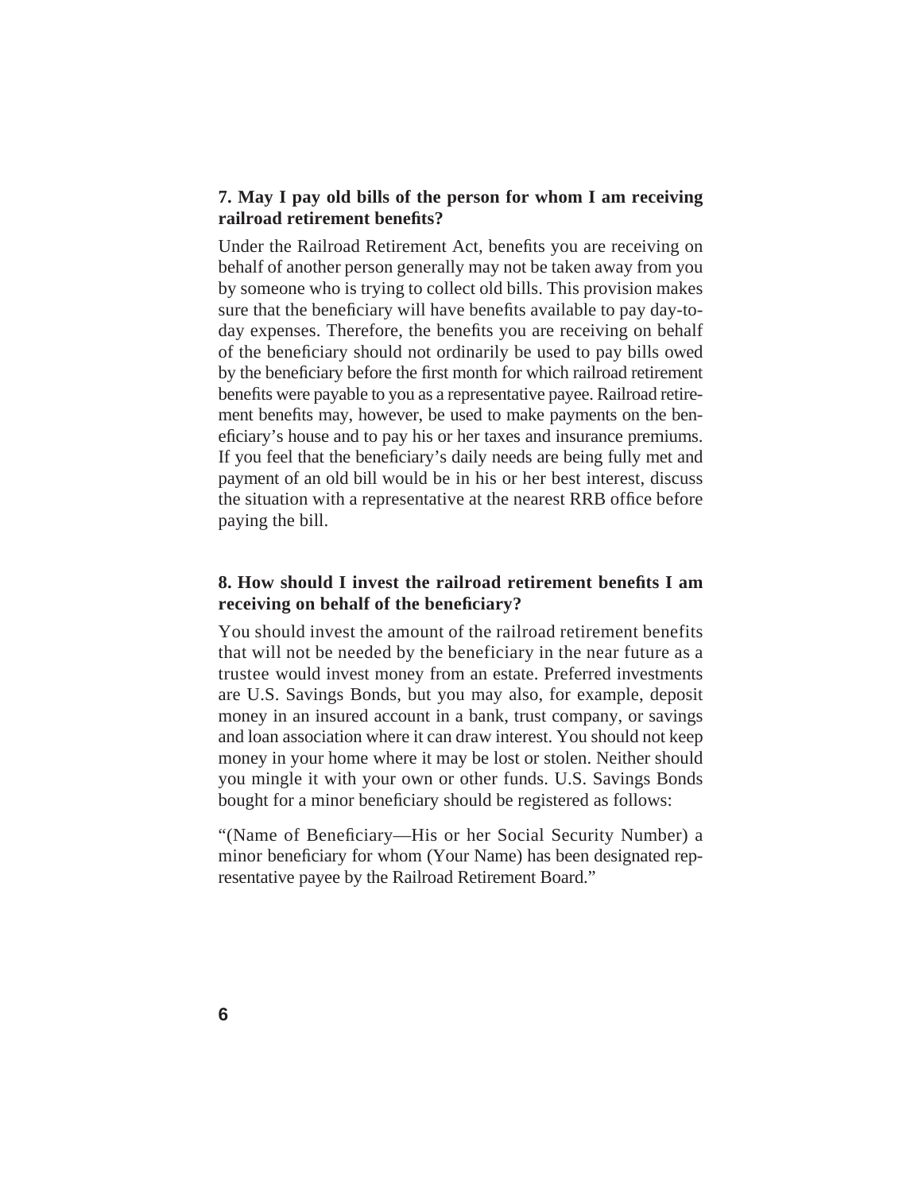**7. May I pay old bills of the person for whom I am receiving railroad retirement benefits?**

Under the Railroad Retirement Act, benefits you are receiving on behalf of another person generally may not be taken away from you by someone who is trying to collect old bills. This provision makes sure that the beneficiary will have benefits available to pay day-to-day expenses. Therefore, the benefits you are receiving on behalf of the beneficiary should not ordinarily be used to pay bills owed by the beneficiary before the first month for which railroad retirement benefits were payable to you as a representative payee. Railroad retirement benefits may, however, be used to make payments on the beneficiary's house and to pay his or her taxes and insurance premiums. If you feel that the beneficiary's daily needs are being fully met and payment of an old bill would be in his or her best interest, discuss the situation with a representative at the nearest RRB office before paying the bill.

**8. How should I invest the railroad retirement benefits I am receiving on behalf of the beneficiary?**

You should invest the amount of the railroad retirement benefits that will not be needed by the beneficiary in the near future as a trustee would invest money from an estate. Preferred investments are U.S. Savings Bonds, but you may also, for example, deposit money in an insured account in a bank, trust company, or savings and loan association where it can draw interest. You should not keep money in your home where it may be lost or stolen. Neither should you mingle it with your own or other funds. U.S. Savings Bonds bought for a minor beneficiary should be registered as follows:

"(Name of Beneficiary—His or her Social Security Number) a minor beneficiary for whom (Your Name) has been designated representative payee by the Railroad Retirement Board."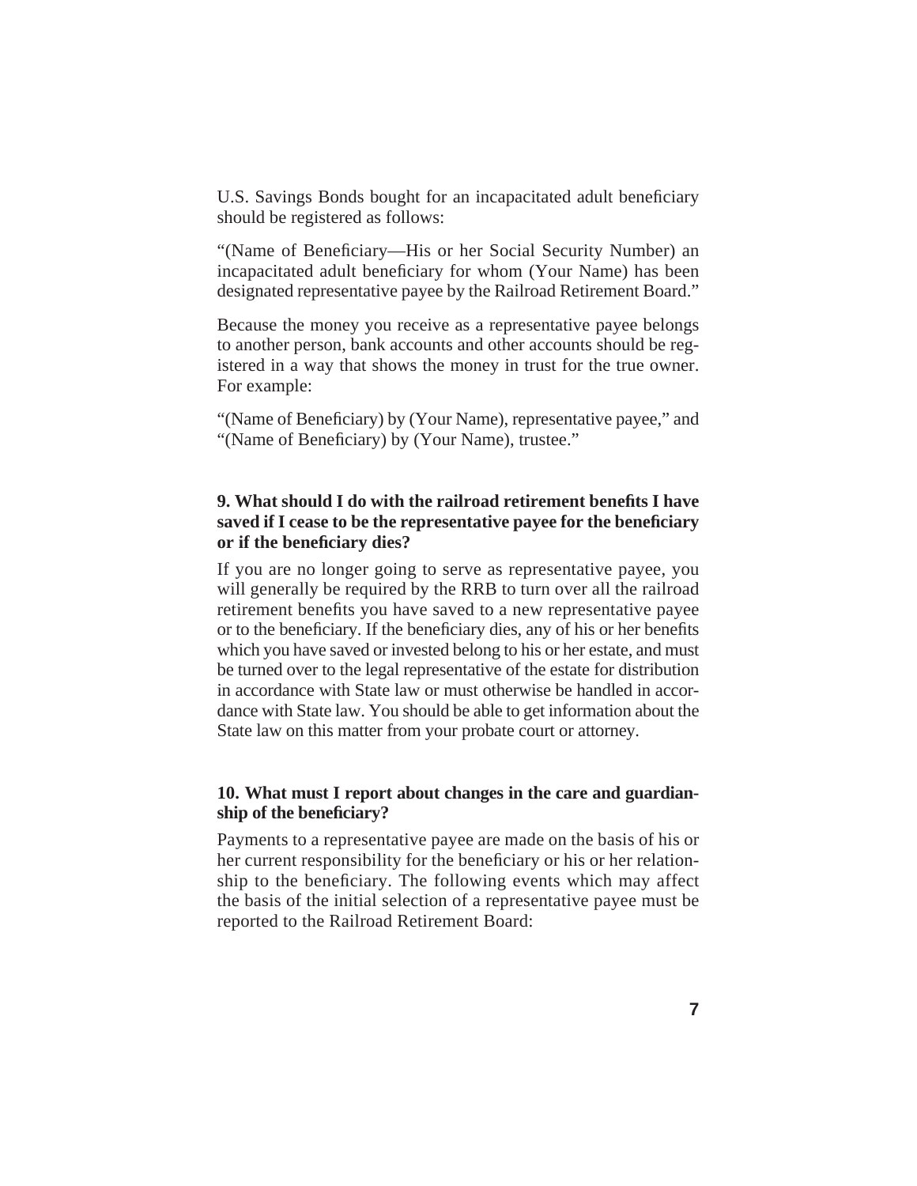U.S. Savings Bonds bought for an incapacitated adult beneficiary should be registered as follows:

"(Name of Beneficiary—His or her Social Security Number) an incapacitated adult beneficiary for whom (Your Name) has been designated representative payee by the Railroad Retirement Board."

Because the money you receive as a representative payee belongs to another person, bank accounts and other accounts should be registered in a way that shows the money in trust for the true owner. For example:

"(Name of Beneficiary) by (Your Name), representative payee," and "(Name of Beneficiary) by (Your Name), trustee."

**9. What should I do with the railroad retirement benefits I have saved if I cease to be the representative payee for the beneficiary or if the beneficiary dies?**

If you are no longer going to serve as representative payee, you will generally be required by the RRB to turn over all the railroad retirement benefits you have saved to a new representative payee or to the beneficiary. If the beneficiary dies, any of his or her benefits which you have saved or invested belong to his or her estate, and must be turned over to the legal representative of the estate for distribution in accordance with State law or must otherwise be handled in accordance with State law. You should be able to get information about the State law on this matter from your probate court or attorney.

**10. What must I report about changes in the care and guardianship of the beneficiary?**

Payments to a representative payee are made on the basis of his or her current responsibility for the beneficiary or his or her relationship to the beneficiary. The following events which may affect the basis of the initial selection of a representative payee must be reported to the Railroad Retirement Board: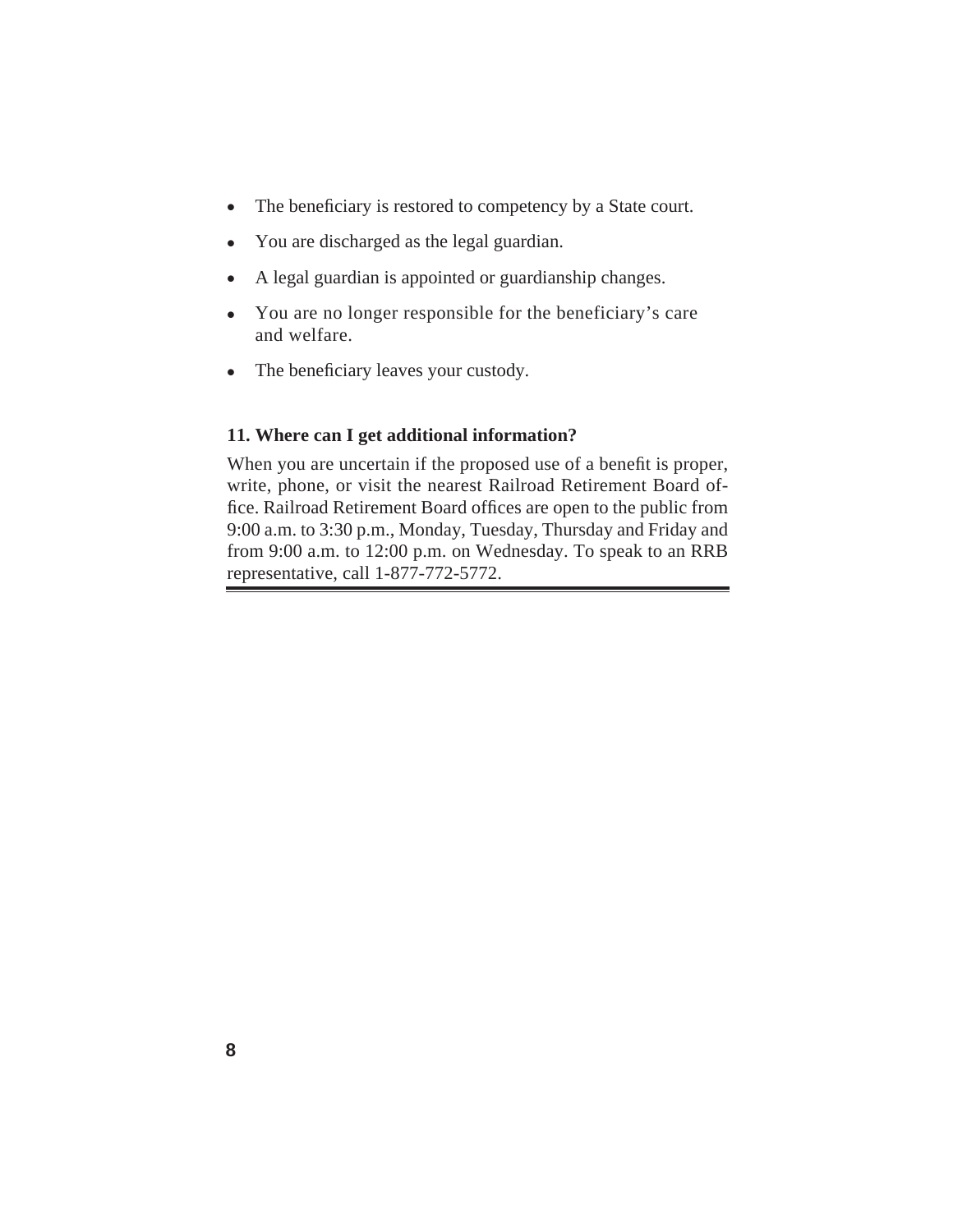- The beneficiary is restored to competency by a State court.
- You are discharged as the legal guardian.
- A legal guardian is appointed or guardianship changes.
- You are no longer responsible for the beneficiary's care and welfare.
- The beneficiary leaves your custody.

### 11. Where can I get additional information?

When you are uncertain if the proposed use of a benefit is proper, write, phone, or visit the nearest Railroad Retirement Board office. Railroad Retirement Board offices are open to the public from 9:00 a.m. to 3:30 p.m., Monday, Tuesday, Thursday and Friday and from 9:00 a.m. to 12:00 p.m. on Wednesday. To speak to an RRB representative, call 1-877-772-5772.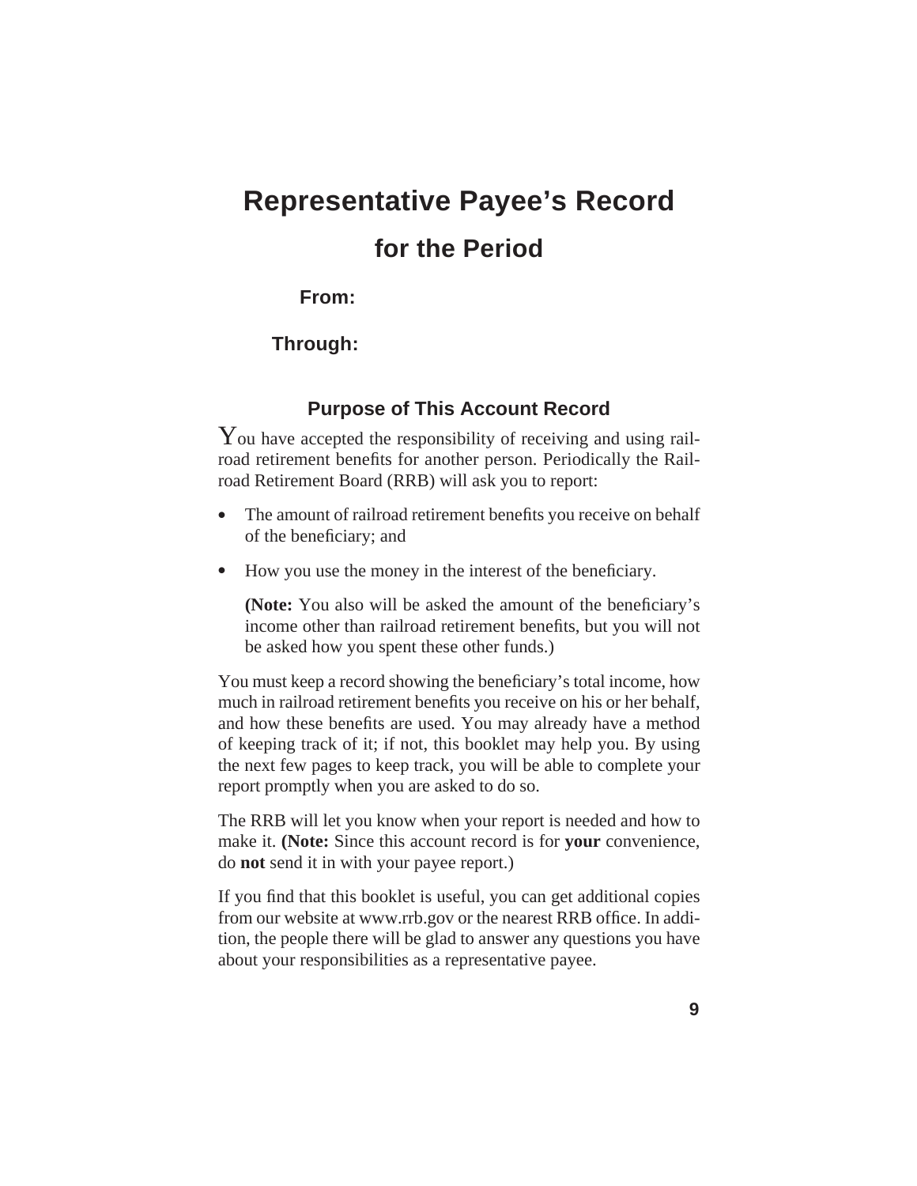# Representative Payee's Record

## for the Period

**From:**

**Through:**

### Purpose of This Account Record

You have accepted the responsibility of receiving and using railroad retirement benefits for another person. Periodically the Railroad Retirement Board (RRB) will ask you to report:

- The amount of railroad retirement benefits you receive on behalf of the beneficiary; and
- How you use the money in the interest of the beneficiary.

  **(Note:** You also will be asked the amount of the beneficiary's income other than railroad retirement benefits, but you will not be asked how you spent these other funds.)

You must keep a record showing the beneficiary's total income, how much in railroad retirement benefits you receive on his or her behalf, and how these benefits are used. You may already have a method of keeping track of it; if not, this booklet may help you. By using the next few pages to keep track, you will be able to complete your report promptly when you are asked to do so.

The RRB will let you know when your report is needed and how to make it. **(Note:** Since this account record is for **your** convenience, do **not** send it in with your payee report.)

If you find that this booklet is useful, you can get additional copies from our website at www.rrb.gov or the nearest RRB office. In addition, the people there will be glad to answer any questions you have about your responsibilities as a representative payee.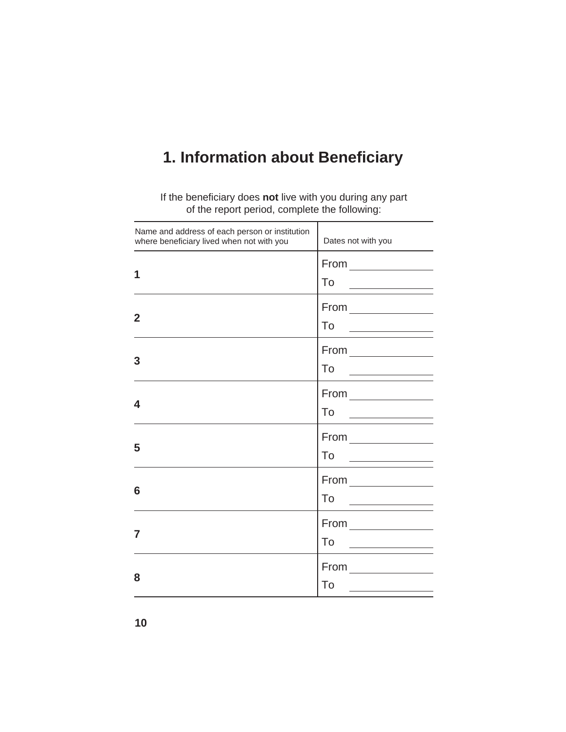# 1. Information about Beneficiary

If the beneficiary does **not** live with you during any part of the report period, complete the following:

| Name and address of each person or institution where beneficiary lived when not with you | Dates not with you |
| --- | --- |
| 1 | From ______ To ______ |
| 2 | From ______ To ______ |
| 3 | From ______ To ______ |
| 4 | From ______ To ______ |
| 5 | From ______ To ______ |
| 6 | From ______ To ______ |
| 7 | From ______ To ______ |
| 8 | From ______ To ______ |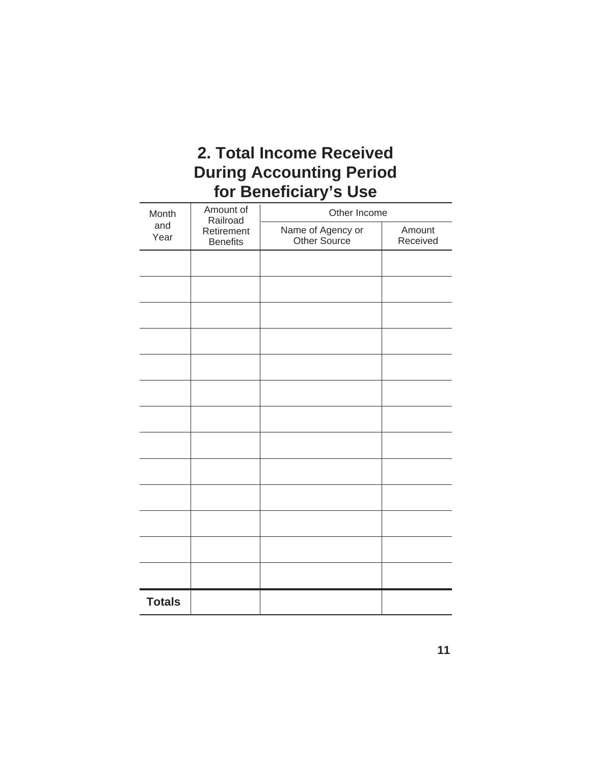## 2. Total Income Received During Accounting Period for Beneficiary's Use

| Month and Year | Amount of Railroad Retirement Benefits | Other Income | |
|---|---|---|---|
| | | Name of Agency or Other Source | Amount Received |
| | | | |
| | | | |
| | | | |
| | | | |
| | | | |
| | | | |
| | | | |
| | | | |
| | | | |
| | | | |
| | | | |
| | | | |
| | | | |
| **Totals** | | | |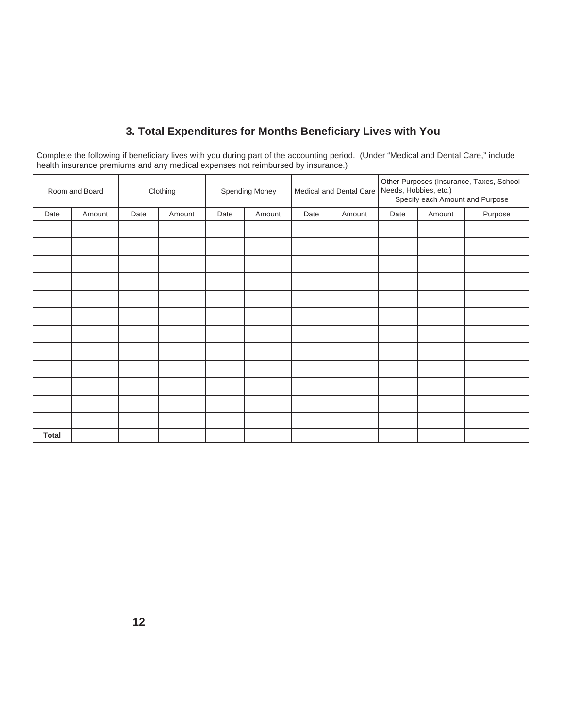## 3. Total Expenditures for Months Beneficiary Lives with You

Complete the following if beneficiary lives with you during part of the accounting period. (Under "Medical and Dental Care," include health insurance premiums and any medical expenses not reimbursed by insurance.)

| Room and Board | | Clothing | | Spending Money | | Medical and Dental Care | | Other Purposes (Insurance, Taxes, School Needs, Hobbies, etc.) Specify each Amount and Purpose | | |
|---|---|---|---|---|---|---|---|---|---|---|
| Date | Amount | Date | Amount | Date | Amount | Date | Amount | Date | Amount | Purpose |
| | | | | | | | | | | |
| | | | | | | | | | | |
| | | | | | | | | | | |
| | | | | | | | | | | |
| | | | | | | | | | | |
| | | | | | | | | | | |
| | | | | | | | | | | |
| | | | | | | | | | | |
| | | | | | | | | | | |
| | | | | | | | | | | |
| | | | | | | | | | | |
| | | | | | | | | | | |
| **Total** | | | | | | | | | | |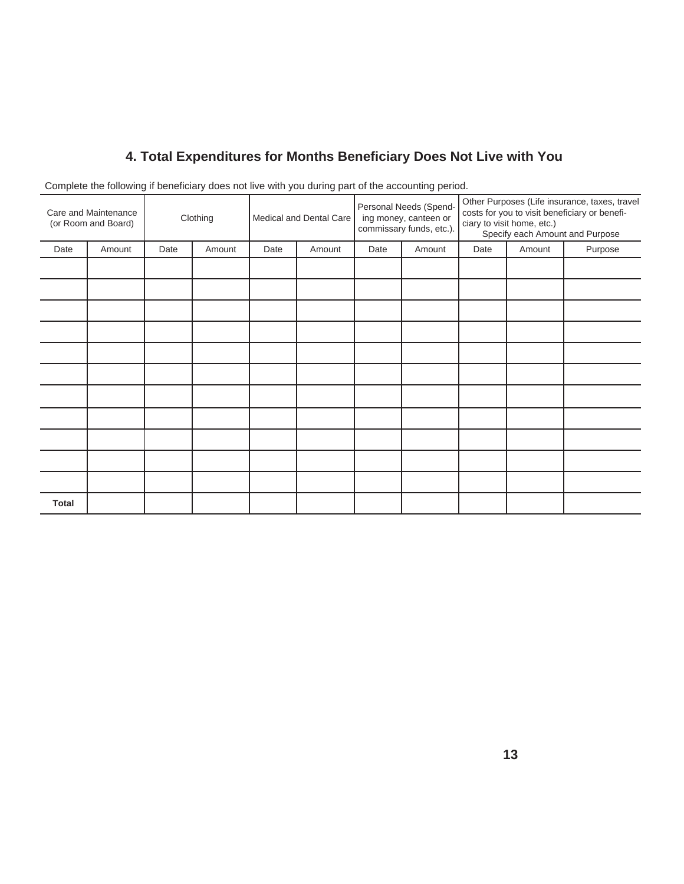## 4. Total Expenditures for Months Beneficiary Does Not Live with You

Complete the following if beneficiary does not live with you during part of the accounting period.

| Care and Maintenance (or Room and Board) | | Clothing | | Medical and Dental Care | | Personal Needs (Spending money, canteen or commissary funds, etc.). | | Other Purposes (Life insurance, taxes, travel costs for you to visit beneficiary or beneficiary to visit home, etc.) Specify each Amount and Purpose | | |
|---|---|---|---|---|---|---|---|---|---|---|
| Date | Amount | Date | Amount | Date | Amount | Date | Amount | Date | Amount | Purpose |
| | | | | | | | | | | |
| | | | | | | | | | | |
| | | | | | | | | | | |
| | | | | | | | | | | |
| | | | | | | | | | | |
| | | | | | | | | | | |
| | | | | | | | | | | |
| | | | | | | | | | | |
| | | | | | | | | | | |
| | | | | | | | | | | |
| | | | | | | | | | | |
| **Total** | | | | | | | | | | |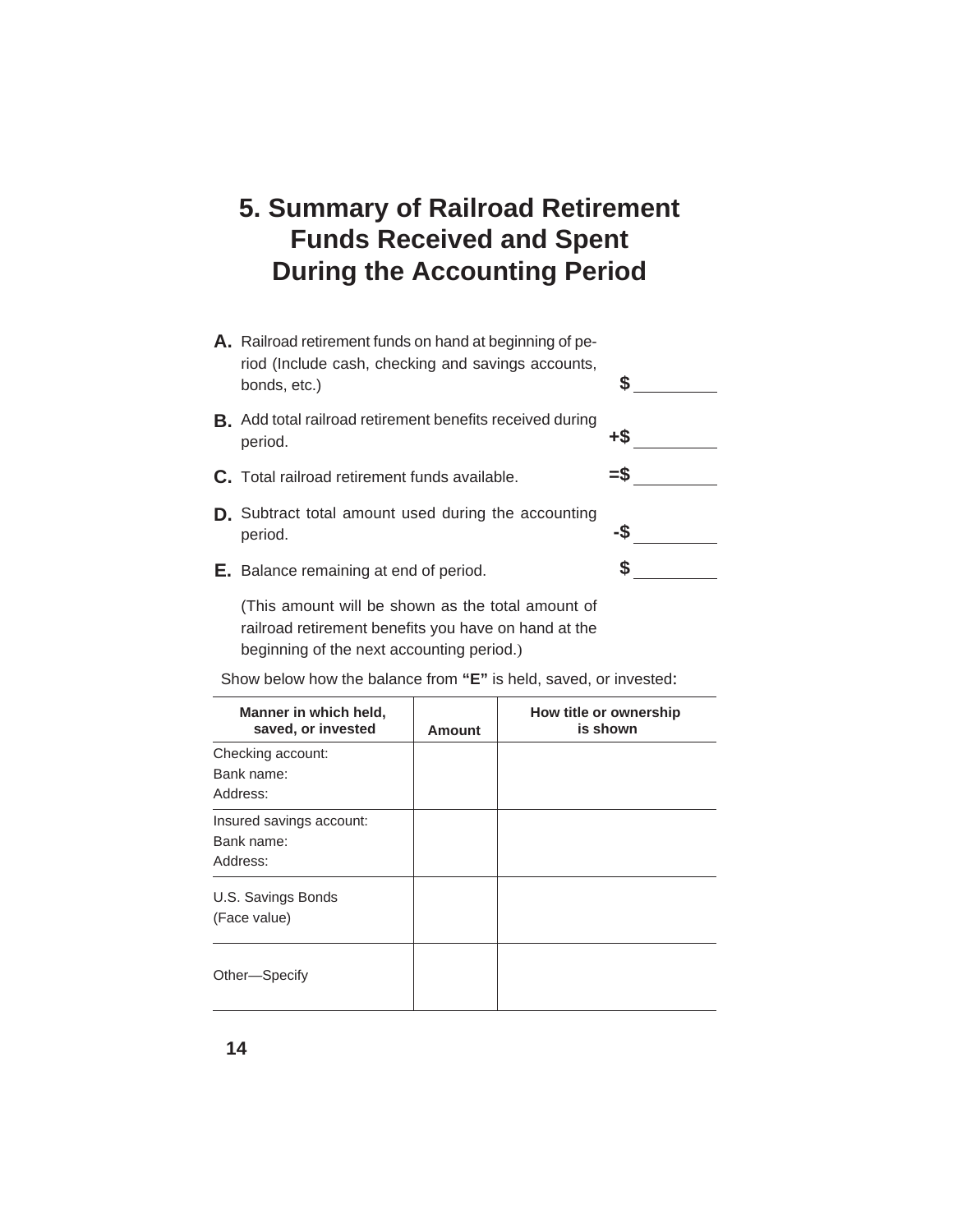# 5. Summary of Railroad Retirement Funds Received and Spent During the Accounting Period

**A.** Railroad retirement funds on hand at beginning of period (Include cash, checking and savings accounts, bonds, etc.) **$** ________

**B.** Add total railroad retirement benefits received during period. **+$** ________

**C.** Total railroad retirement funds available. **=$** ________

**D.** Subtract total amount used during the accounting period. **-$** ________

**E.** Balance remaining at end of period. **$** ________

(This amount will be shown as the total amount of railroad retirement benefits you have on hand at the beginning of the next accounting period.)

Show below how the balance from **"E"** is held, saved, or invested**:**

| Manner in which held, saved, or invested | Amount | How title or ownership is shown |
|---|---|---|
| Checking account:<br>Bank name:<br>Address: | | |
| Insured savings account:<br>Bank name:<br>Address: | | |
| U.S. Savings Bonds<br>(Face value) | | |
| Other—Specify | | |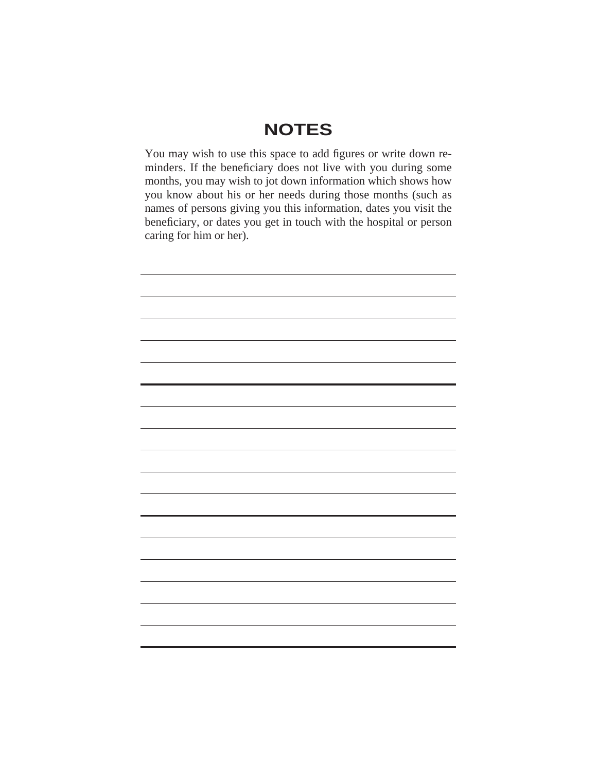# NOTES

You may wish to use this space to add figures or write down reminders. If the beneficiary does not live with you during some months, you may wish to jot down information which shows how you know about his or her needs during those months (such as names of persons giving you this information, dates you visit the beneficiary, or dates you get in touch with the hospital or person caring for him or her).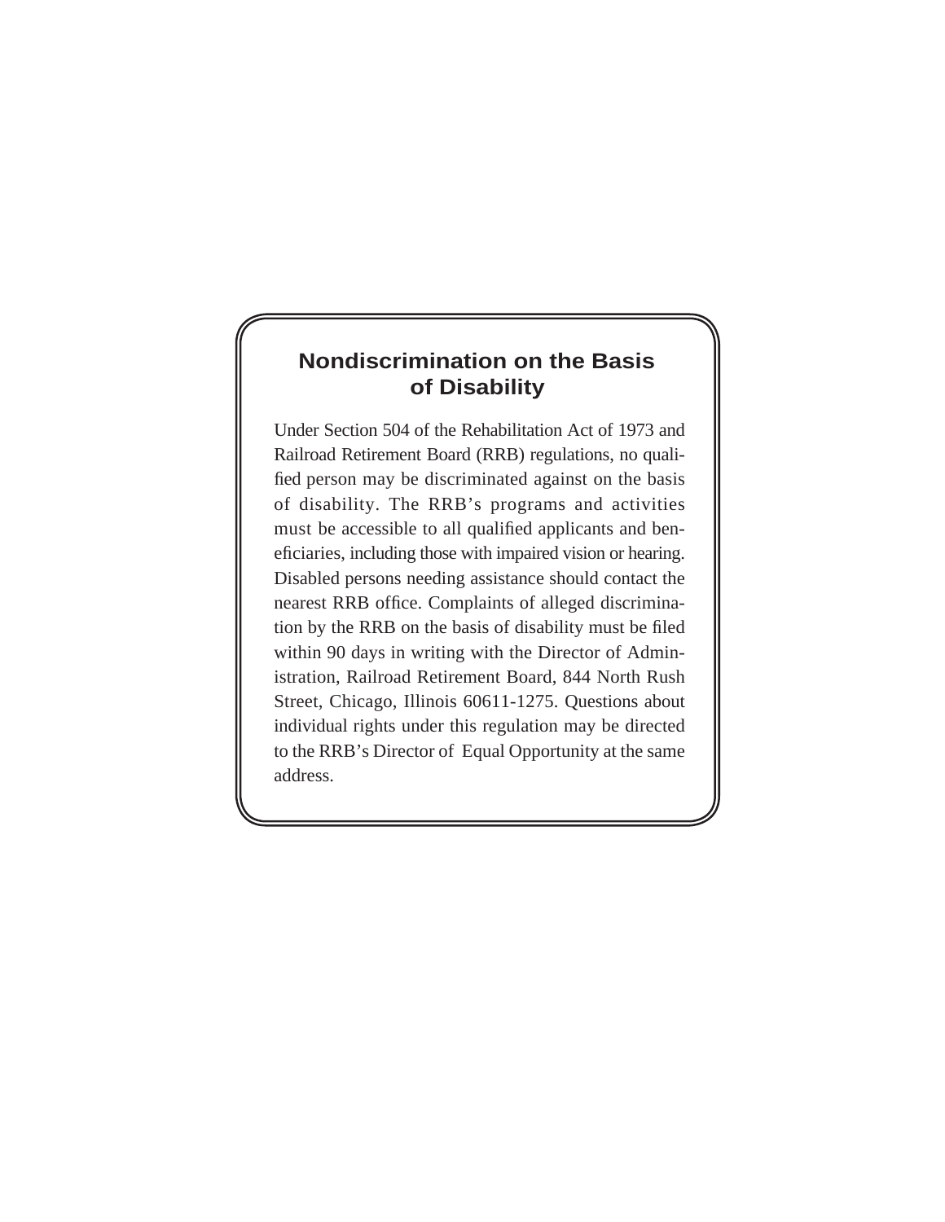## Nondiscrimination on the Basis of Disability

Under Section 504 of the Rehabilitation Act of 1973 and Railroad Retirement Board (RRB) regulations, no qualified person may be discriminated against on the basis of disability. The RRB's programs and activities must be accessible to all qualified applicants and beneficiaries, including those with impaired vision or hearing. Disabled persons needing assistance should contact the nearest RRB office. Complaints of alleged discrimination by the RRB on the basis of disability must be filed within 90 days in writing with the Director of Administration, Railroad Retirement Board, 844 North Rush Street, Chicago, Illinois 60611-1275. Questions about individual rights under this regulation may be directed to the RRB's Director of Equal Opportunity at the same address.